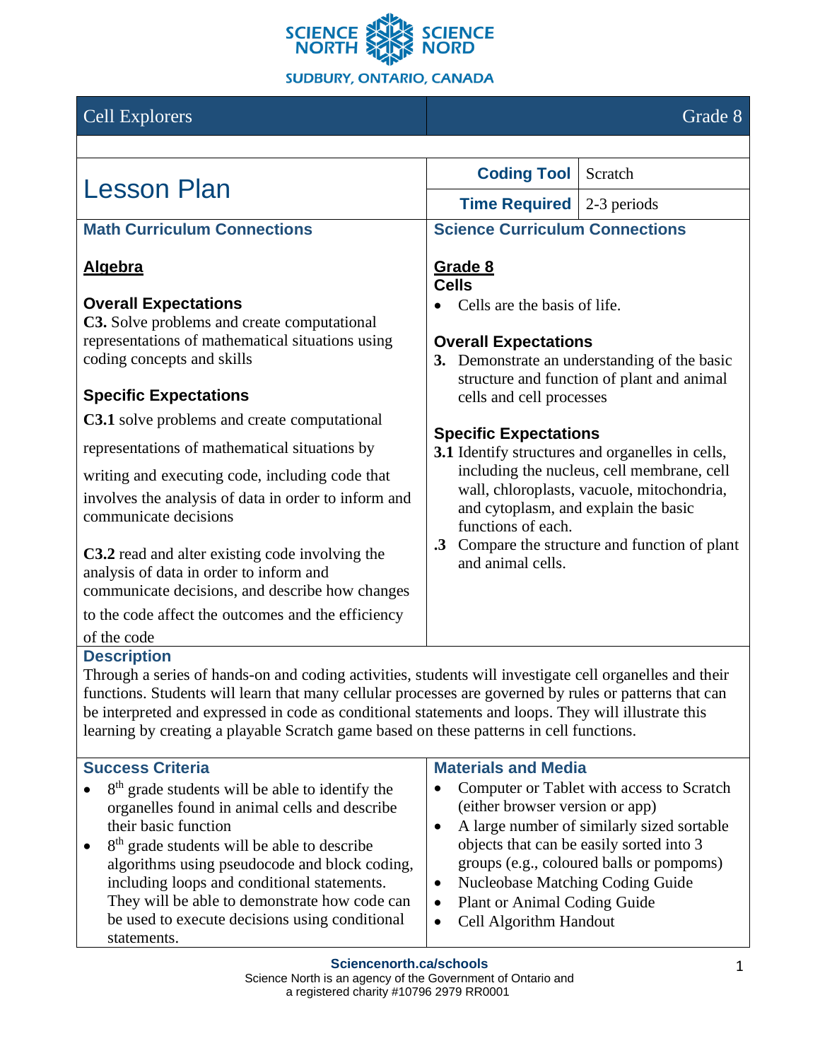SCIENCE NORTH | SCIENCE NORD

SUDBURY, ONTARIO, CANADA

| Cell Explorers | Grade 8 |
|---|---|

# Lesson Plan

| | |
|---|---|
| **Coding Tool** | Scratch |
| **Time Required** | 2-3 periods |

## Math Curriculum Connections

**Algebra**

### Overall Expectations

**C3.** Solve problems and create computational representations of mathematical situations using coding concepts and skills

### Specific Expectations

**C3.1** solve problems and create computational representations of mathematical situations by writing and executing code, including code that involves the analysis of data in order to inform and communicate decisions

**C3.2** read and alter existing code involving the analysis of data in order to inform and communicate decisions, and describe how changes to the code affect the outcomes and the efficiency of the code

## Science Curriculum Connections

**Grade 8**

**Cells**

- Cells are the basis of life.

### Overall Expectations

**3.** Demonstrate an understanding of the basic structure and function of plant and animal cells and cell processes

### Specific Expectations

**3.1** Identify structures and organelles in cells, including the nucleus, cell membrane, cell wall, chloroplasts, vacuole, mitochondria, and cytoplasm, and explain the basic functions of each.

**.3** Compare the structure and function of plant and animal cells.

## Description

Through a series of hands-on and coding activities, students will investigate cell organelles and their functions. Students will learn that many cellular processes are governed by rules or patterns that can be interpreted and expressed in code as conditional statements and loops. They will illustrate this learning by creating a playable Scratch game based on these patterns in cell functions.

## Success Criteria

- 8th grade students will be able to identify the organelles found in animal cells and describe their basic function
- 8th grade students will be able to describe algorithms using pseudocode and block coding, including loops and conditional statements. They will be able to demonstrate how code can be used to execute decisions using conditional statements.

## Materials and Media

- Computer or Tablet with access to Scratch (either browser version or app)
- A large number of similarly sized sortable objects that can be easily sorted into 3 groups (e.g., coloured balls or pompoms)
- Nucleobase Matching Coding Guide
- Plant or Animal Coding Guide
- Cell Algorithm Handout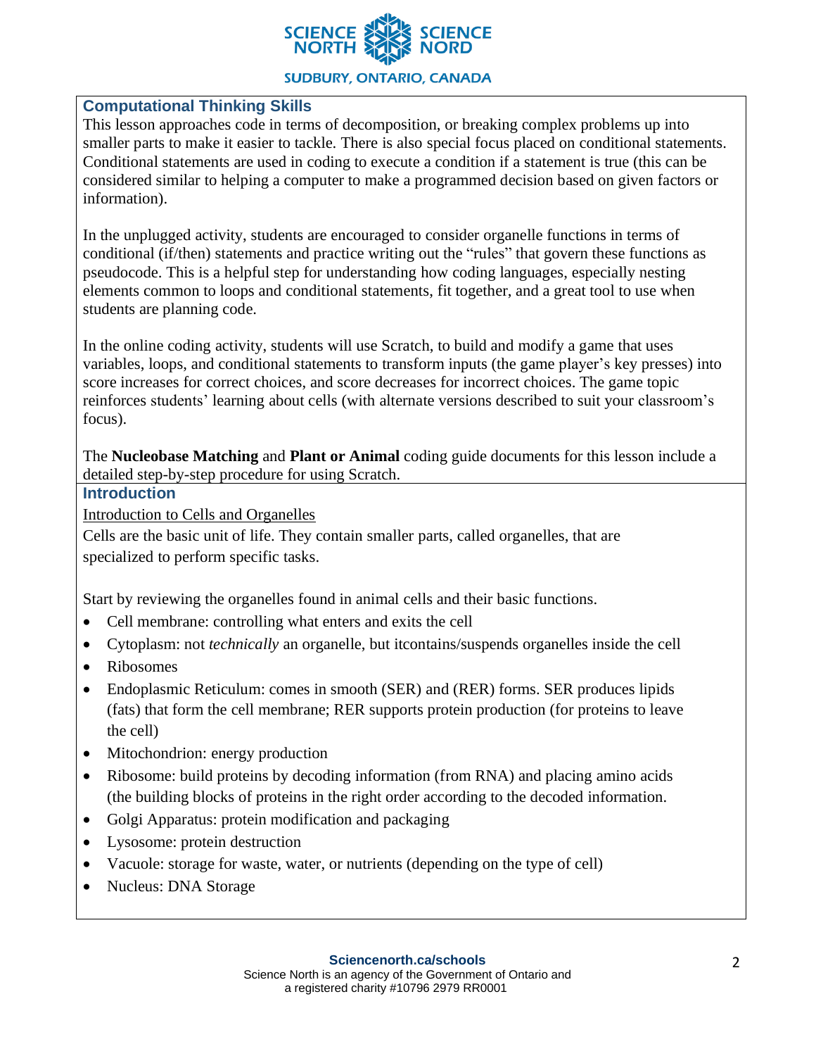## Computational Thinking Skills

This lesson approaches code in terms of decomposition, or breaking complex problems up into smaller parts to make it easier to tackle. There is also special focus placed on conditional statements. Conditional statements are used in coding to execute a condition if a statement is true (this can be considered similar to helping a computer to make a programmed decision based on given factors or information).

In the unplugged activity, students are encouraged to consider organelle functions in terms of conditional (if/then) statements and practice writing out the "rules" that govern these functions as pseudocode. This is a helpful step for understanding how coding languages, especially nesting elements common to loops and conditional statements, fit together, and a great tool to use when students are planning code.

In the online coding activity, students will use Scratch, to build and modify a game that uses variables, loops, and conditional statements to transform inputs (the game player's key presses) into score increases for correct choices, and score decreases for incorrect choices. The game topic reinforces students' learning about cells (with alternate versions described to suit your classroom's focus).

The **Nucleobase Matching** and **Plant or Animal** coding guide documents for this lesson include a detailed step-by-step procedure for using Scratch.

## Introduction

Introduction to Cells and Organelles

Cells are the basic unit of life. They contain smaller parts, called organelles, that are specialized to perform specific tasks.

Start by reviewing the organelles found in animal cells and their basic functions.

- Cell membrane: controlling what enters and exits the cell
- Cytoplasm: not *technically* an organelle, but itcontains/suspends organelles inside the cell
- Ribosomes
- Endoplasmic Reticulum: comes in smooth (SER) and (RER) forms. SER produces lipids (fats) that form the cell membrane; RER supports protein production (for proteins to leave the cell)
- Mitochondrion: energy production
- Ribosome: build proteins by decoding information (from RNA) and placing amino acids (the building blocks of proteins in the right order according to the decoded information.
- Golgi Apparatus: protein modification and packaging
- Lysosome: protein destruction
- Vacuole: storage for waste, water, or nutrients (depending on the type of cell)
- Nucleus: DNA Storage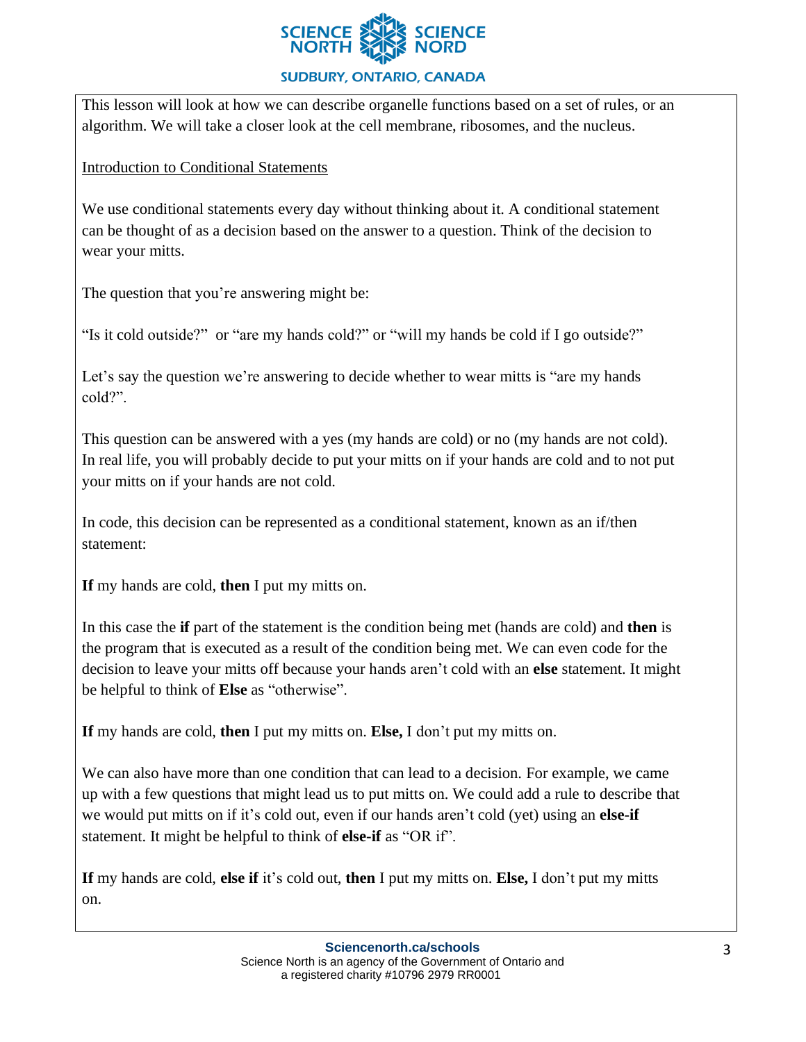This lesson will look at how we can describe organelle functions based on a set of rules, or an algorithm. We will take a closer look at the cell membrane, ribosomes, and the nucleus.

Introduction to Conditional Statements

We use conditional statements every day without thinking about it. A conditional statement can be thought of as a decision based on the answer to a question. Think of the decision to wear your mitts.

The question that you're answering might be:

"Is it cold outside?" or "are my hands cold?" or "will my hands be cold if I go outside?"

Let's say the question we're answering to decide whether to wear mitts is "are my hands cold?".

This question can be answered with a yes (my hands are cold) or no (my hands are not cold). In real life, you will probably decide to put your mitts on if your hands are cold and to not put your mitts on if your hands are not cold.

In code, this decision can be represented as a conditional statement, known as an if/then statement:

**If** my hands are cold, **then** I put my mitts on.

In this case the **if** part of the statement is the condition being met (hands are cold) and **then** is the program that is executed as a result of the condition being met. We can even code for the decision to leave your mitts off because your hands aren't cold with an **else** statement. It might be helpful to think of **Else** as "otherwise".

**If** my hands are cold, **then** I put my mitts on. **Else,** I don't put my mitts on.

We can also have more than one condition that can lead to a decision. For example, we came up with a few questions that might lead us to put mitts on. We could add a rule to describe that we would put mitts on if it's cold out, even if our hands aren't cold (yet) using an **else-if** statement. It might be helpful to think of **else-if** as "OR if".

**If** my hands are cold, **else if** it's cold out, **then** I put my mitts on. **Else,** I don't put my mitts on.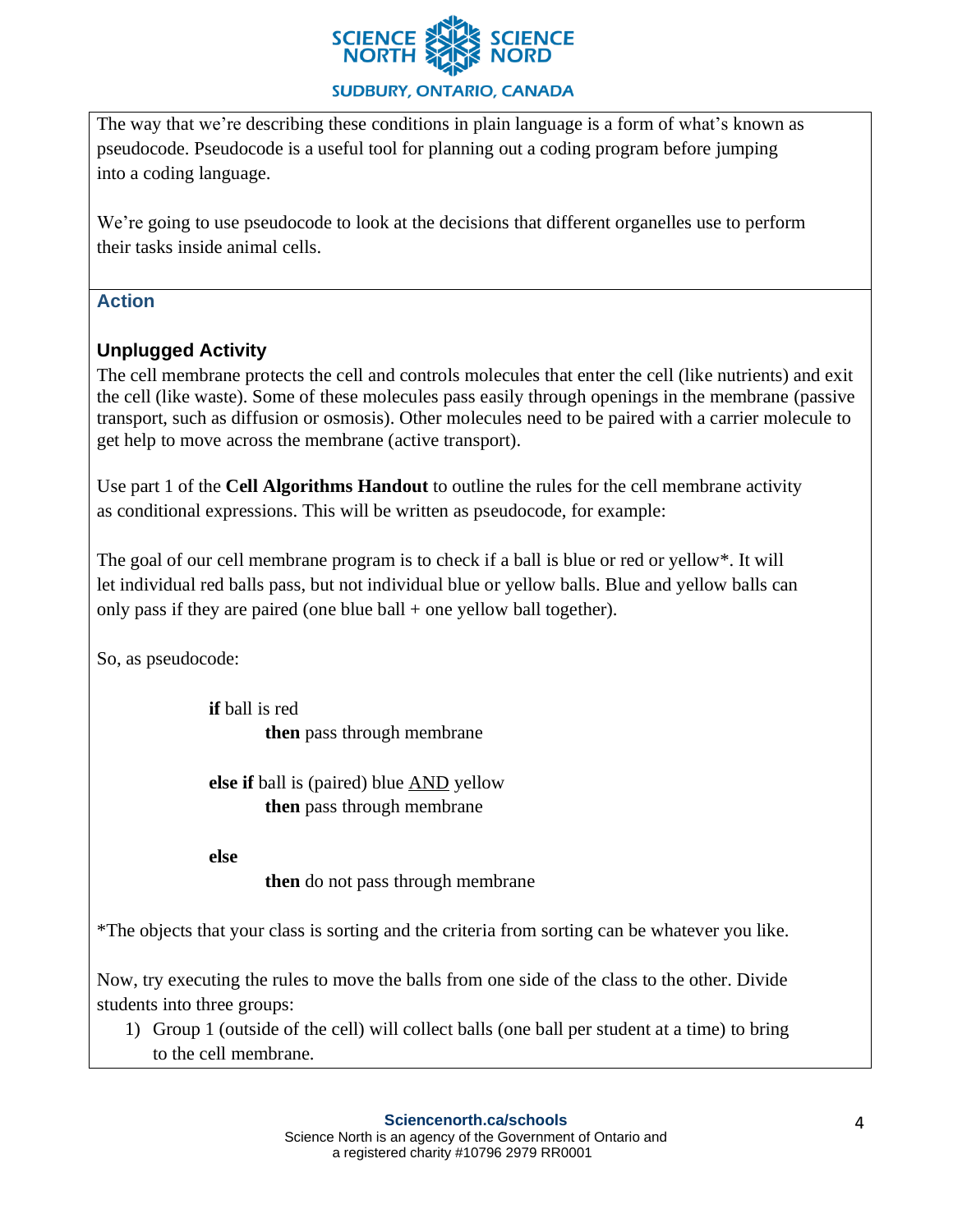The way that we're describing these conditions in plain language is a form of what's known as pseudocode. Pseudocode is a useful tool for planning out a coding program before jumping into a coding language.

We're going to use pseudocode to look at the decisions that different organelles use to perform their tasks inside animal cells.

## Action

### Unplugged Activity

The cell membrane protects the cell and controls molecules that enter the cell (like nutrients) and exit the cell (like waste). Some of these molecules pass easily through openings in the membrane (passive transport, such as diffusion or osmosis). Other molecules need to be paired with a carrier molecule to get help to move across the membrane (active transport).

Use part 1 of the **Cell Algorithms Handout** to outline the rules for the cell membrane activity as conditional expressions. This will be written as pseudocode, for example:

The goal of our cell membrane program is to check if a ball is blue or red or yellow*. It will let individual red balls pass, but not individual blue or yellow balls. Blue and yellow balls can only pass if they are paired (one blue ball + one yellow ball together).

So, as pseudocode:

```
if ball is red
    then pass through membrane

else if ball is (paired) blue AND yellow
    then pass through membrane

else
    then do not pass through membrane
```

*The objects that your class is sorting and the criteria from sorting can be whatever you like.

Now, try executing the rules to move the balls from one side of the class to the other. Divide students into three groups:

1) Group 1 (outside of the cell) will collect balls (one ball per student at a time) to bring to the cell membrane.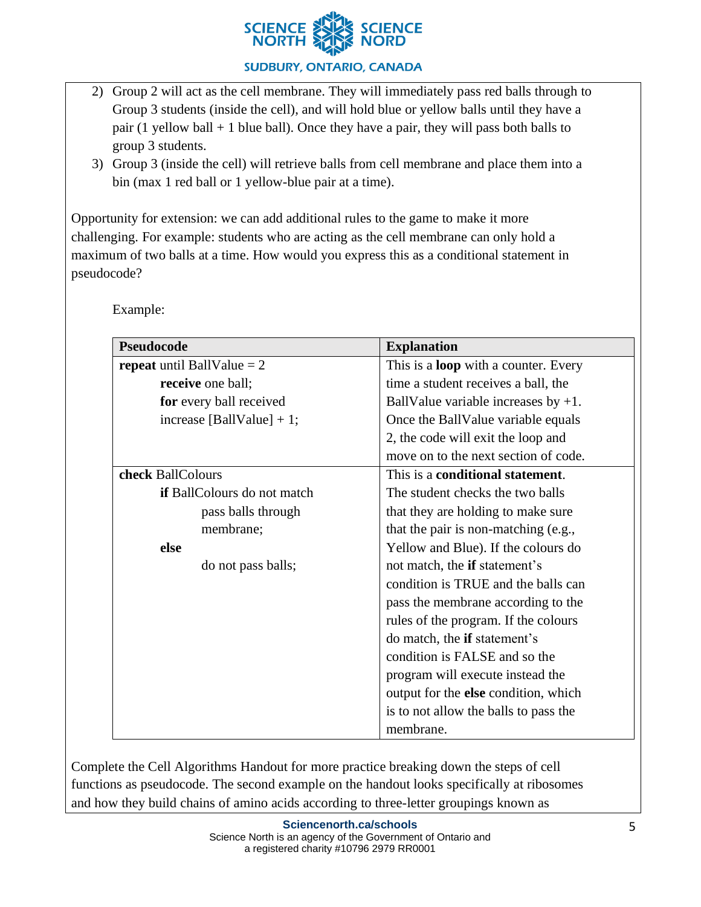2) Group 2 will act as the cell membrane. They will immediately pass red balls through to Group 3 students (inside the cell), and will hold blue or yellow balls until they have a pair (1 yellow ball + 1 blue ball). Once they have a pair, they will pass both balls to group 3 students.
3) Group 3 (inside the cell) will retrieve balls from cell membrane and place them into a bin (max 1 red ball or 1 yellow-blue pair at a time).

Opportunity for extension: we can add additional rules to the game to make it more challenging. For example: students who are acting as the cell membrane can only hold a maximum of two balls at a time. How would you express this as a conditional statement in pseudocode?

Example:

| Pseudocode | Explanation |
| --- | --- |
| **repeat** until BallValue = 2<br>    **receive** one ball;<br>    **for** every ball received<br>    increase [BallValue] + 1; | This is a **loop** with a counter. Every time a student receives a ball, the BallValue variable increases by +1. Once the BallValue variable equals 2, the code will exit the loop and move on to the next section of code. |
| **check** BallColours<br>    **if** BallColours do not match<br>        pass balls through membrane;<br>    **else**<br>        do not pass balls; | This is a **conditional statement**. The student checks the two balls that they are holding to make sure that the pair is non-matching (e.g., Yellow and Blue). If the colours do not match, the **if** statement's condition is TRUE and the balls can pass the membrane according to the rules of the program. If the colours do match, the **if** statement's condition is FALSE and so the program will execute instead the output for the **else** condition, which is to not allow the balls to pass the membrane. |

Complete the Cell Algorithms Handout for more practice breaking down the steps of cell functions as pseudocode. The second example on the handout looks specifically at ribosomes and how they build chains of amino acids according to three-letter groupings known as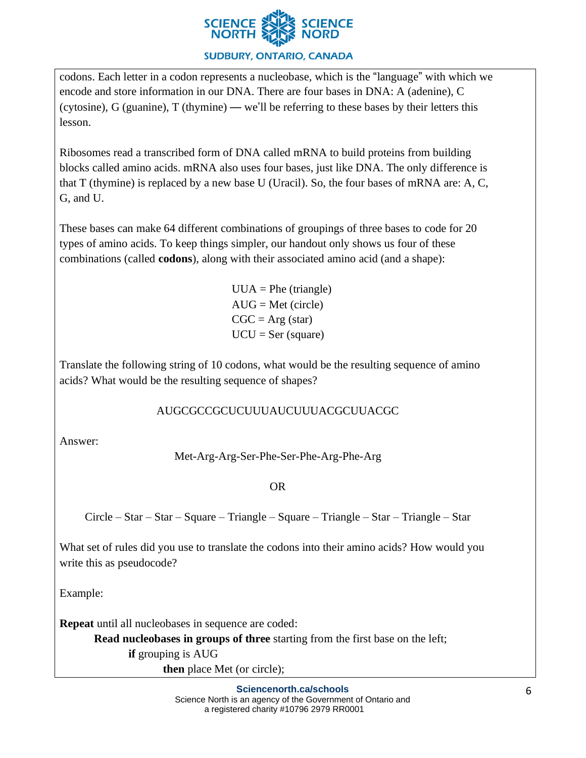codons. Each letter in a codon represents a nucleobase, which is the "language" with which we encode and store information in our DNA. There are four bases in DNA: A (adenine), C (cytosine), G (guanine), T (thymine) — we'll be referring to these bases by their letters this lesson.

Ribosomes read a transcribed form of DNA called mRNA to build proteins from building blocks called amino acids. mRNA also uses four bases, just like DNA. The only difference is that T (thymine) is replaced by a new base U (Uracil). So, the four bases of mRNA are: A, C, G, and U.

These bases can make 64 different combinations of groupings of three bases to code for 20 types of amino acids. To keep things simpler, our handout only shows us four of these combinations (called **codons**), along with their associated amino acid (and a shape):

UUA = Phe (triangle)
AUG = Met (circle)
CGC = Arg (star)
UCU = Ser (square)

Translate the following string of 10 codons, what would be the resulting sequence of amino acids? What would be the resulting sequence of shapes?

AUGCGCCGCUCUUUAUCUUUACGCUUACGC

Answer:

Met-Arg-Arg-Ser-Phe-Ser-Phe-Arg-Phe-Arg

OR

Circle – Star – Star – Square – Triangle – Square – Triangle – Star – Triangle – Star

What set of rules did you use to translate the codons into their amino acids? How would you write this as pseudocode?

Example:

**Repeat** until all nucleobases in sequence are coded:
    **Read nucleobases in groups of three** starting from the first base on the left;
        **if** grouping is AUG
            **then** place Met (or circle);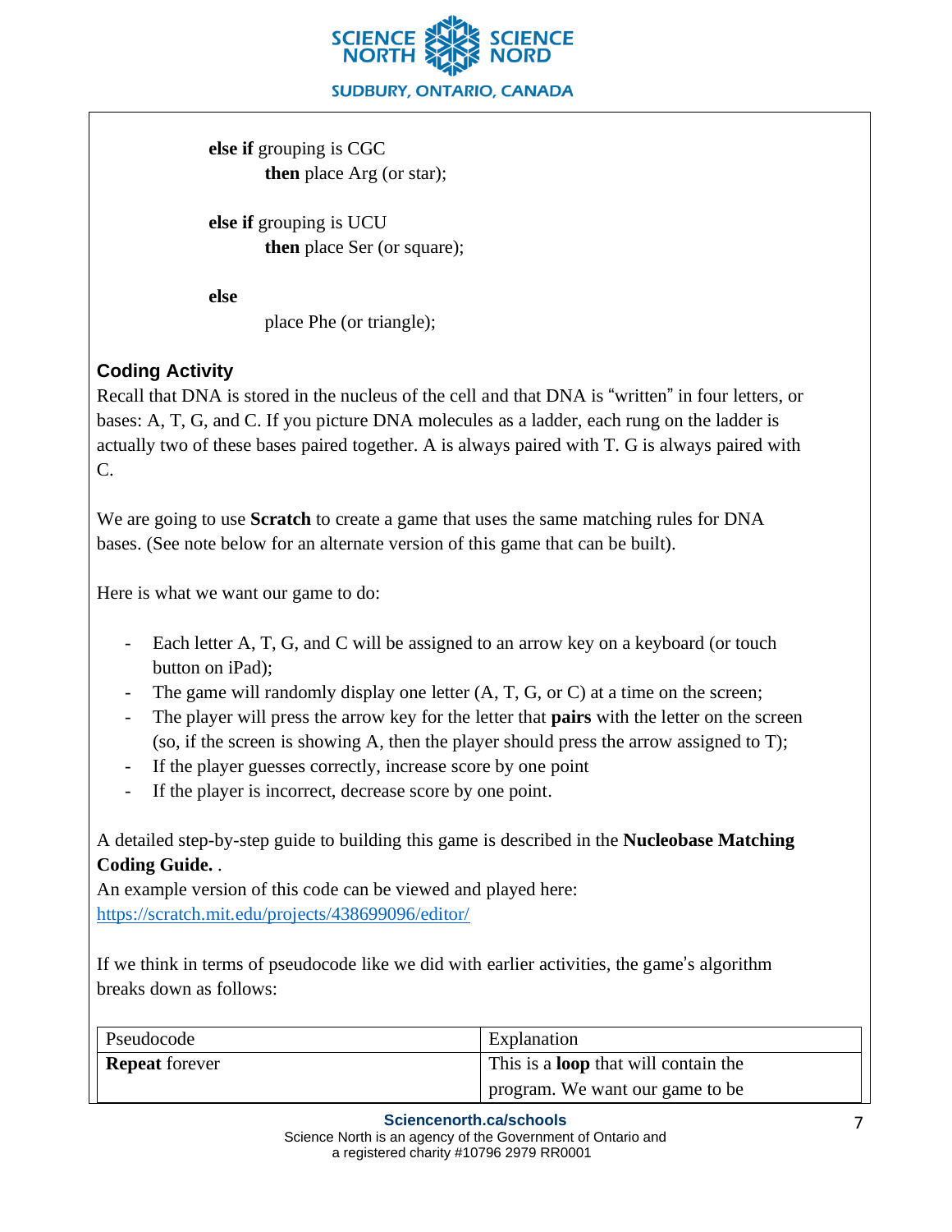**else if** grouping is CGC
    **then** place Arg (or star);

**else if** grouping is UCU
    **then** place Ser (or square);

**else**
    place Phe (or triangle);

## Coding Activity

Recall that DNA is stored in the nucleus of the cell and that DNA is "written" in four letters, or bases: A, T, G, and C. If you picture DNA molecules as a ladder, each rung on the ladder is actually two of these bases paired together. A is always paired with T. G is always paired with C.

We are going to use **Scratch** to create a game that uses the same matching rules for DNA bases. (See note below for an alternate version of this game that can be built).

Here is what we want our game to do:

- Each letter A, T, G, and C will be assigned to an arrow key on a keyboard (or touch button on iPad);
- The game will randomly display one letter (A, T, G, or C) at a time on the screen;
- The player will press the arrow key for the letter that **pairs** with the letter on the screen (so, if the screen is showing A, then the player should press the arrow assigned to T);
- If the player guesses correctly, increase score by one point
- If the player is incorrect, decrease score by one point.

A detailed step-by-step guide to building this game is described in the **Nucleobase Matching Coding Guide.** .
An example version of this code can be viewed and played here:
https://scratch.mit.edu/projects/438699096/editor/

If we think in terms of pseudocode like we did with earlier activities, the game's algorithm breaks down as follows:

| Pseudocode | Explanation |
|---|---|
| **Repeat** forever | This is a **loop** that will contain the program. We want our game to be |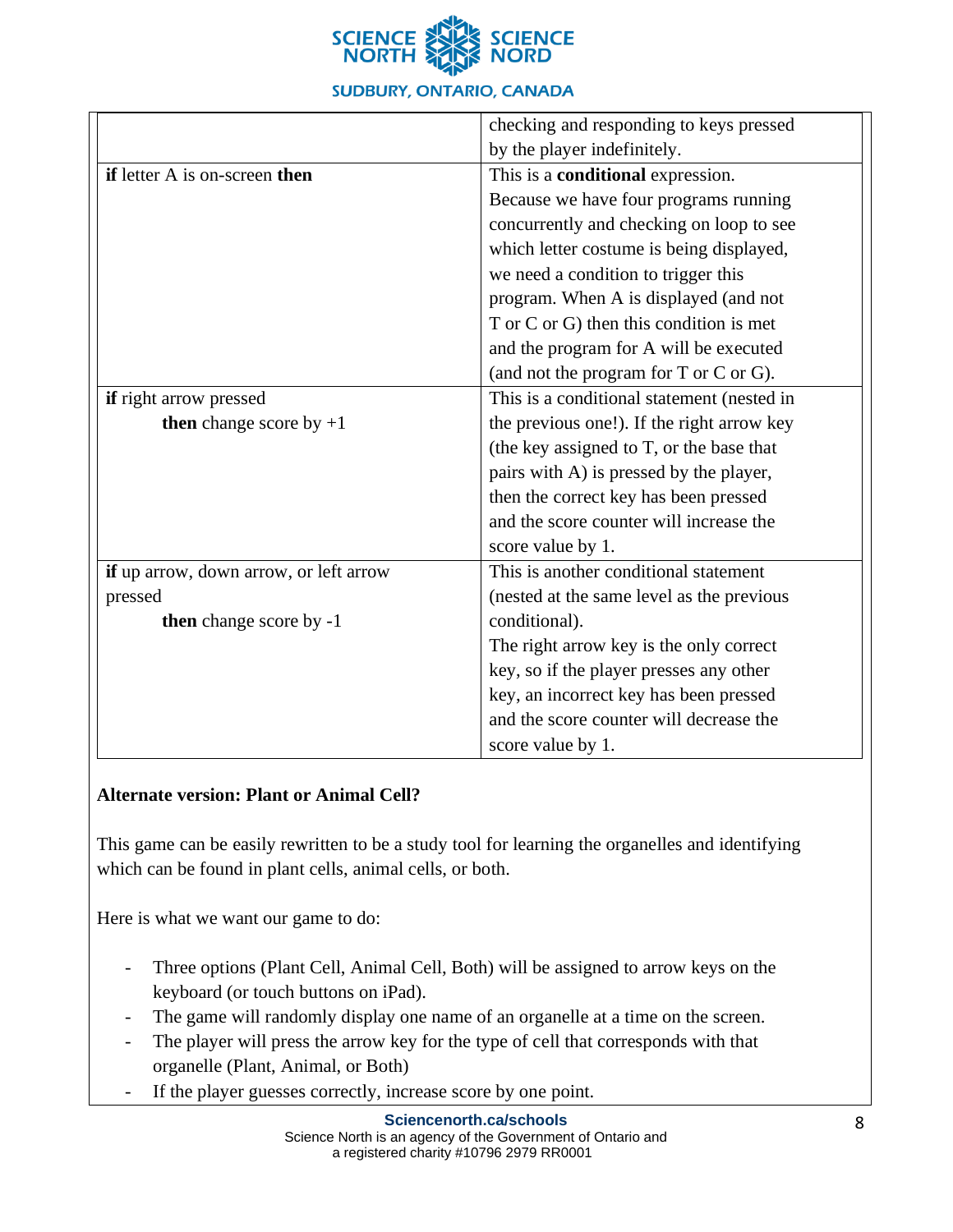| | |
|---|---|
| | checking and responding to keys pressed by the player indefinitely. |
| **if** letter A is on-screen **then** | This is a **conditional** expression. Because we have four programs running concurrently and checking on loop to see which letter costume is being displayed, we need a condition to trigger this program. When A is displayed (and not T or C or G) then this condition is met and the program for A will be executed (and not the program for T or C or G). |
| **if** right arrow pressed<br>    **then** change score by +1 | This is a conditional statement (nested in the previous one!). If the right arrow key (the key assigned to T, or the base that pairs with A) is pressed by the player, then the correct key has been pressed and the score counter will increase the score value by 1. |
| **if** up arrow, down arrow, or left arrow pressed<br>    **then** change score by -1 | This is another conditional statement (nested at the same level as the previous conditional).<br>The right arrow key is the only correct key, so if the player presses any other key, an incorrect key has been pressed and the score counter will decrease the score value by 1. |

**Alternate version: Plant or Animal Cell?**

This game can be easily rewritten to be a study tool for learning the organelles and identifying which can be found in plant cells, animal cells, or both.

Here is what we want our game to do:

- Three options (Plant Cell, Animal Cell, Both) will be assigned to arrow keys on the keyboard (or touch buttons on iPad).
- The game will randomly display one name of an organelle at a time on the screen.
- The player will press the arrow key for the type of cell that corresponds with that organelle (Plant, Animal, or Both)
- If the player guesses correctly, increase score by one point.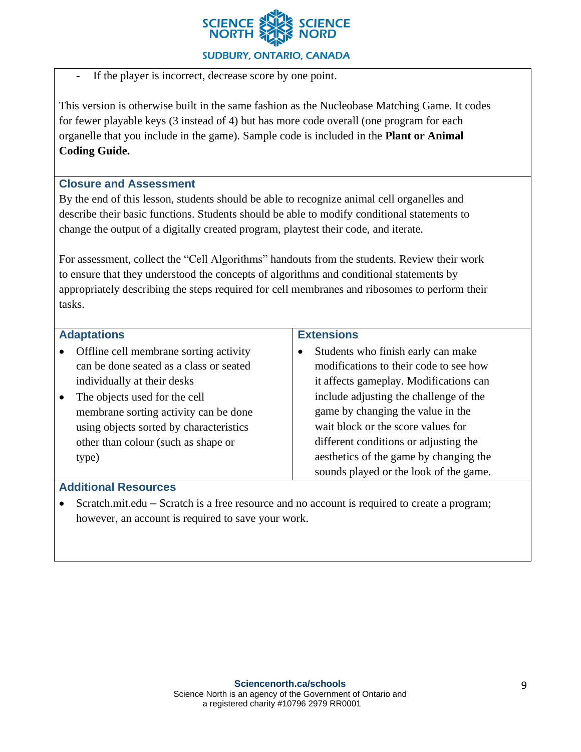- If the player is incorrect, decrease score by one point.

This version is otherwise built in the same fashion as the Nucleobase Matching Game. It codes for fewer playable keys (3 instead of 4) but has more code overall (one program for each organelle that you include in the game). Sample code is included in the **Plant or Animal Coding Guide.**

## Closure and Assessment

By the end of this lesson, students should be able to recognize animal cell organelles and describe their basic functions. Students should be able to modify conditional statements to change the output of a digitally created program, playtest their code, and iterate.

For assessment, collect the "Cell Algorithms" handouts from the students. Review their work to ensure that they understood the concepts of algorithms and conditional statements by appropriately describing the steps required for cell membranes and ribosomes to perform their tasks.

## Adaptations

- Offline cell membrane sorting activity can be done seated as a class or seated individually at their desks
- The objects used for the cell membrane sorting activity can be done using objects sorted by characteristics other than colour (such as shape or type)

## Extensions

- Students who finish early can make modifications to their code to see how it affects gameplay. Modifications can include adjusting the challenge of the game by changing the value in the wait block or the score values for different conditions or adjusting the aesthetics of the game by changing the sounds played or the look of the game.

## Additional Resources

- Scratch.mit.edu – Scratch is a free resource and no account is required to create a program; however, an account is required to save your work.